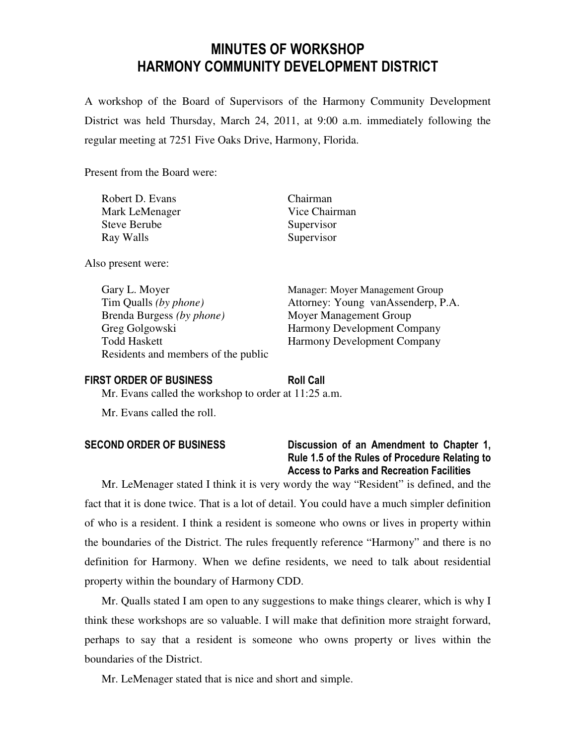# MINUTES OF WORKSHOP
# HARMONY COMMUNITY DEVELOPMENT DISTRICT

A workshop of the Board of Supervisors of the Harmony Community Development District was held Thursday, March 24, 2011, at 9:00 a.m. immediately following the regular meeting at 7251 Five Oaks Drive, Harmony, Florida.

Present from the Board were:

| | |
|---|---|
| Robert D. Evans | Chairman |
| Mark LeMenager | Vice Chairman |
| Steve Berube | Supervisor |
| Ray Walls | Supervisor |

Also present were:

| | |
|---|---|
| Gary L. Moyer | Manager: Moyer Management Group |
| Tim Qualls *(by phone)* | Attorney: Young vanAssenderp, P.A. |
| Brenda Burgess *(by phone)* | Moyer Management Group |
| Greg Golgowski | Harmony Development Company |
| Todd Haskett | Harmony Development Company |
| Residents and members of the public | |

**FIRST ORDER OF BUSINESS** **Roll Call**

Mr. Evans called the workshop to order at 11:25 a.m.

Mr. Evans called the roll.

**SECOND ORDER OF BUSINESS** **Discussion of an Amendment to Chapter 1, Rule 1.5 of the Rules of Procedure Relating to Access to Parks and Recreation Facilities**

Mr. LeMenager stated I think it is very wordy the way "Resident" is defined, and the fact that it is done twice. That is a lot of detail. You could have a much simpler definition of who is a resident. I think a resident is someone who owns or lives in property within the boundaries of the District. The rules frequently reference "Harmony" and there is no definition for Harmony. When we define residents, we need to talk about residential property within the boundary of Harmony CDD.

Mr. Qualls stated I am open to any suggestions to make things clearer, which is why I think these workshops are so valuable. I will make that definition more straight forward, perhaps to say that a resident is someone who owns property or lives within the boundaries of the District.

Mr. LeMenager stated that is nice and short and simple.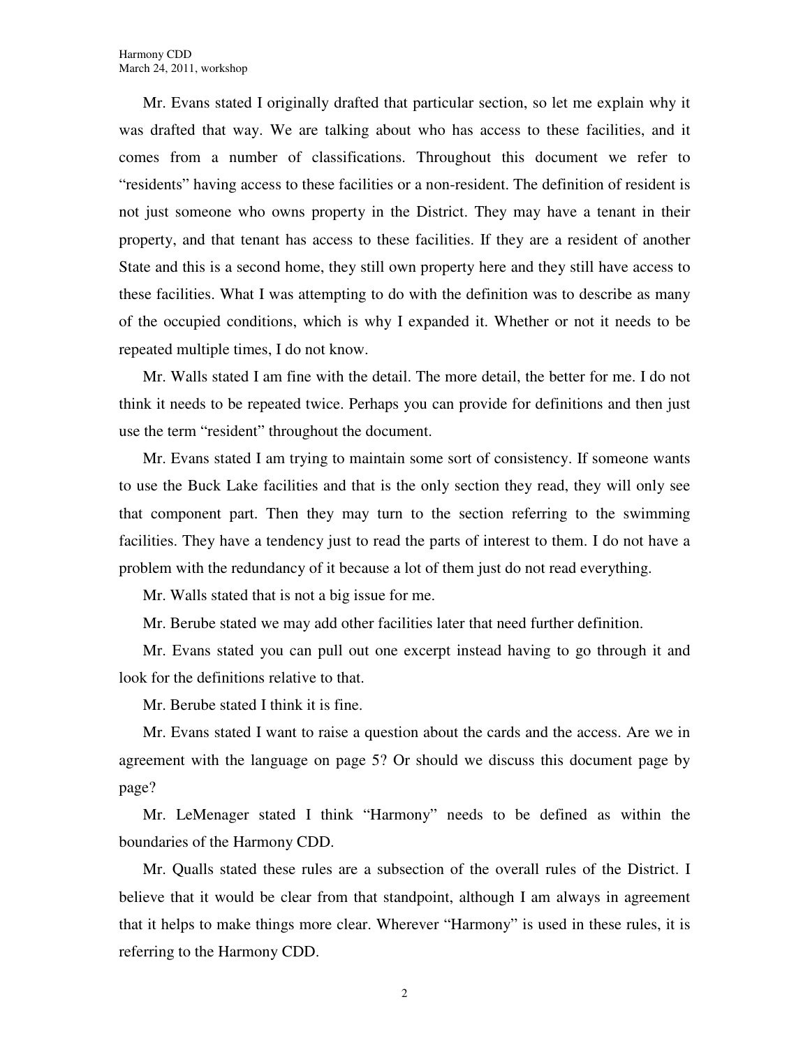Mr. Evans stated I originally drafted that particular section, so let me explain why it was drafted that way. We are talking about who has access to these facilities, and it comes from a number of classifications. Throughout this document we refer to "residents" having access to these facilities or a non-resident. The definition of resident is not just someone who owns property in the District. They may have a tenant in their property, and that tenant has access to these facilities. If they are a resident of another State and this is a second home, they still own property here and they still have access to these facilities. What I was attempting to do with the definition was to describe as many of the occupied conditions, which is why I expanded it. Whether or not it needs to be repeated multiple times, I do not know.

Mr. Walls stated I am fine with the detail. The more detail, the better for me. I do not think it needs to be repeated twice. Perhaps you can provide for definitions and then just use the term "resident" throughout the document.

Mr. Evans stated I am trying to maintain some sort of consistency. If someone wants to use the Buck Lake facilities and that is the only section they read, they will only see that component part. Then they may turn to the section referring to the swimming facilities. They have a tendency just to read the parts of interest to them. I do not have a problem with the redundancy of it because a lot of them just do not read everything.

Mr. Walls stated that is not a big issue for me.

Mr. Berube stated we may add other facilities later that need further definition.

Mr. Evans stated you can pull out one excerpt instead having to go through it and look for the definitions relative to that.

Mr. Berube stated I think it is fine.

Mr. Evans stated I want to raise a question about the cards and the access. Are we in agreement with the language on page 5? Or should we discuss this document page by page?

Mr. LeMenager stated I think "Harmony" needs to be defined as within the boundaries of the Harmony CDD.

Mr. Qualls stated these rules are a subsection of the overall rules of the District. I believe that it would be clear from that standpoint, although I am always in agreement that it helps to make things more clear. Wherever "Harmony" is used in these rules, it is referring to the Harmony CDD.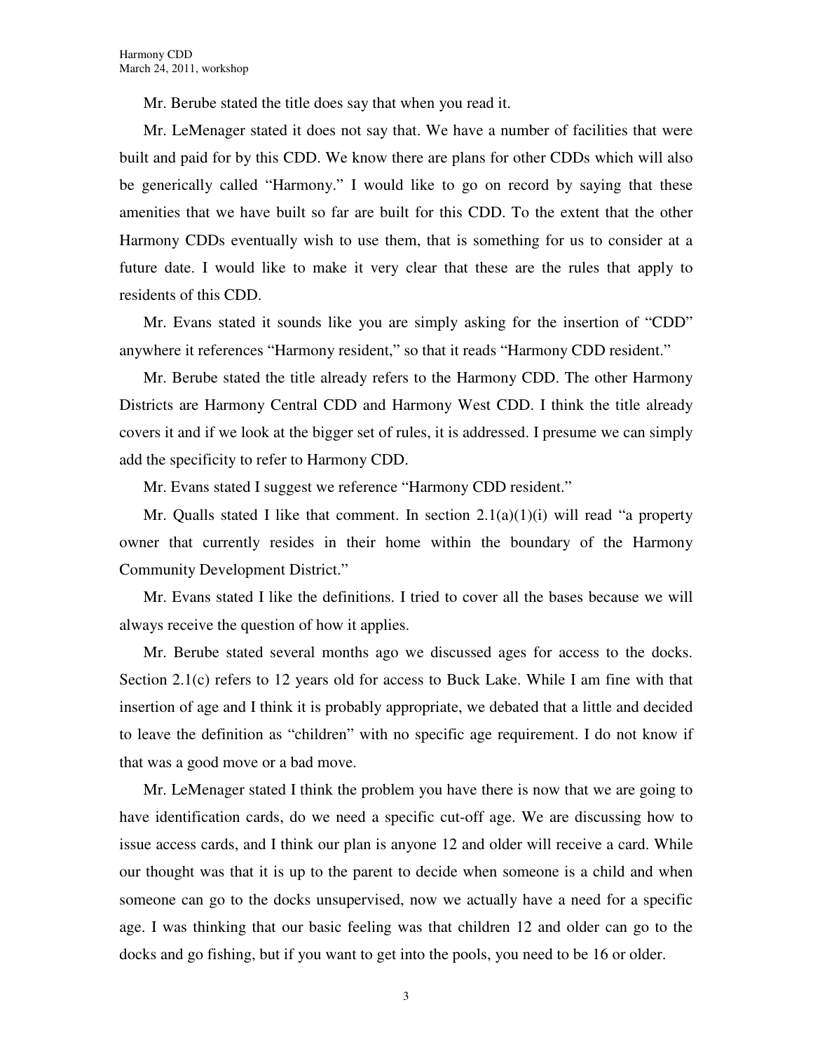Mr. Berube stated the title does say that when you read it.

Mr. LeMenager stated it does not say that. We have a number of facilities that were built and paid for by this CDD. We know there are plans for other CDDs which will also be generically called "Harmony." I would like to go on record by saying that these amenities that we have built so far are built for this CDD. To the extent that the other Harmony CDDs eventually wish to use them, that is something for us to consider at a future date. I would like to make it very clear that these are the rules that apply to residents of this CDD.

Mr. Evans stated it sounds like you are simply asking for the insertion of "CDD" anywhere it references "Harmony resident," so that it reads "Harmony CDD resident."

Mr. Berube stated the title already refers to the Harmony CDD. The other Harmony Districts are Harmony Central CDD and Harmony West CDD. I think the title already covers it and if we look at the bigger set of rules, it is addressed. I presume we can simply add the specificity to refer to Harmony CDD.

Mr. Evans stated I suggest we reference "Harmony CDD resident."

Mr. Qualls stated I like that comment. In section 2.1(a)(1)(i) will read "a property owner that currently resides in their home within the boundary of the Harmony Community Development District."

Mr. Evans stated I like the definitions. I tried to cover all the bases because we will always receive the question of how it applies.

Mr. Berube stated several months ago we discussed ages for access to the docks. Section 2.1(c) refers to 12 years old for access to Buck Lake. While I am fine with that insertion of age and I think it is probably appropriate, we debated that a little and decided to leave the definition as "children" with no specific age requirement. I do not know if that was a good move or a bad move.

Mr. LeMenager stated I think the problem you have there is now that we are going to have identification cards, do we need a specific cut-off age. We are discussing how to issue access cards, and I think our plan is anyone 12 and older will receive a card. While our thought was that it is up to the parent to decide when someone is a child and when someone can go to the docks unsupervised, now we actually have a need for a specific age. I was thinking that our basic feeling was that children 12 and older can go to the docks and go fishing, but if you want to get into the pools, you need to be 16 or older.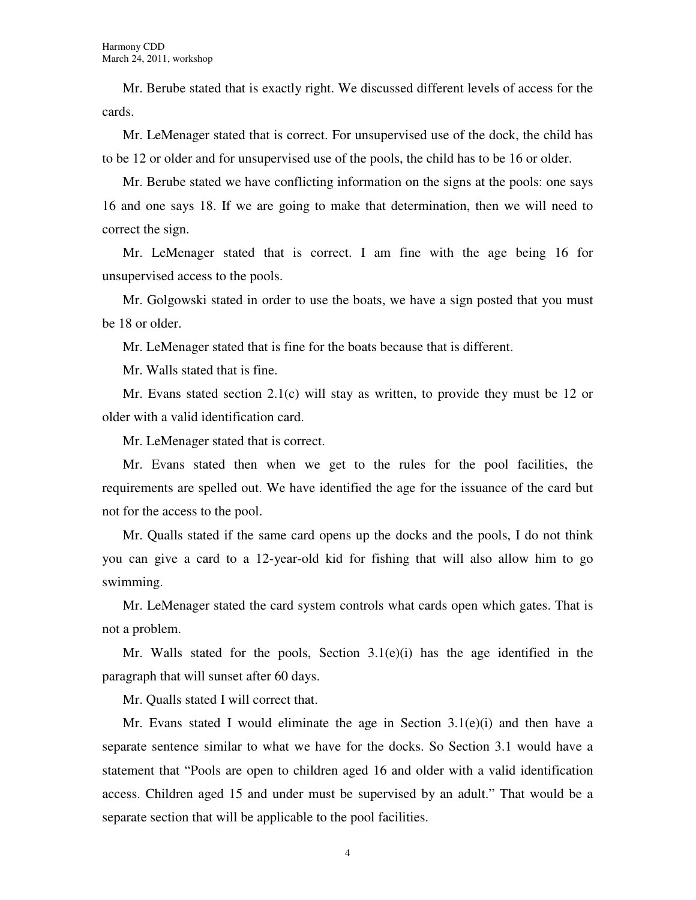Mr. Berube stated that is exactly right. We discussed different levels of access for the cards.

Mr. LeMenager stated that is correct. For unsupervised use of the dock, the child has to be 12 or older and for unsupervised use of the pools, the child has to be 16 or older.

Mr. Berube stated we have conflicting information on the signs at the pools: one says 16 and one says 18. If we are going to make that determination, then we will need to correct the sign.

Mr. LeMenager stated that is correct. I am fine with the age being 16 for unsupervised access to the pools.

Mr. Golgowski stated in order to use the boats, we have a sign posted that you must be 18 or older.

Mr. LeMenager stated that is fine for the boats because that is different.

Mr. Walls stated that is fine.

Mr. Evans stated section 2.1(c) will stay as written, to provide they must be 12 or older with a valid identification card.

Mr. LeMenager stated that is correct.

Mr. Evans stated then when we get to the rules for the pool facilities, the requirements are spelled out. We have identified the age for the issuance of the card but not for the access to the pool.

Mr. Qualls stated if the same card opens up the docks and the pools, I do not think you can give a card to a 12-year-old kid for fishing that will also allow him to go swimming.

Mr. LeMenager stated the card system controls what cards open which gates. That is not a problem.

Mr. Walls stated for the pools, Section 3.1(e)(i) has the age identified in the paragraph that will sunset after 60 days.

Mr. Qualls stated I will correct that.

Mr. Evans stated I would eliminate the age in Section 3.1(e)(i) and then have a separate sentence similar to what we have for the docks. So Section 3.1 would have a statement that "Pools are open to children aged 16 and older with a valid identification access. Children aged 15 and under must be supervised by an adult." That would be a separate section that will be applicable to the pool facilities.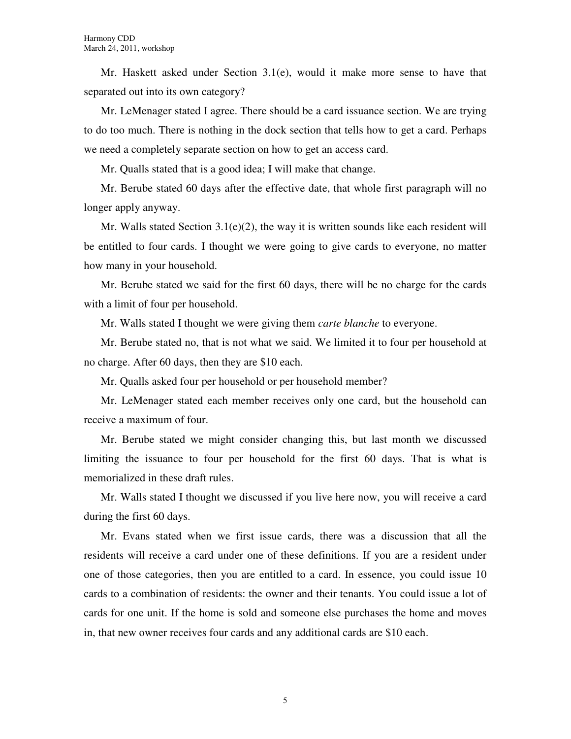Mr. Haskett asked under Section 3.1(e), would it make more sense to have that separated out into its own category?

Mr. LeMenager stated I agree. There should be a card issuance section. We are trying to do too much. There is nothing in the dock section that tells how to get a card. Perhaps we need a completely separate section on how to get an access card.

Mr. Qualls stated that is a good idea; I will make that change.

Mr. Berube stated 60 days after the effective date, that whole first paragraph will no longer apply anyway.

Mr. Walls stated Section 3.1(e)(2), the way it is written sounds like each resident will be entitled to four cards. I thought we were going to give cards to everyone, no matter how many in your household.

Mr. Berube stated we said for the first 60 days, there will be no charge for the cards with a limit of four per household.

Mr. Walls stated I thought we were giving them *carte blanche* to everyone.

Mr. Berube stated no, that is not what we said. We limited it to four per household at no charge. After 60 days, then they are $10 each.

Mr. Qualls asked four per household or per household member?

Mr. LeMenager stated each member receives only one card, but the household can receive a maximum of four.

Mr. Berube stated we might consider changing this, but last month we discussed limiting the issuance to four per household for the first 60 days. That is what is memorialized in these draft rules.

Mr. Walls stated I thought we discussed if you live here now, you will receive a card during the first 60 days.

Mr. Evans stated when we first issue cards, there was a discussion that all the residents will receive a card under one of these definitions. If you are a resident under one of those categories, then you are entitled to a card. In essence, you could issue 10 cards to a combination of residents: the owner and their tenants. You could issue a lot of cards for one unit. If the home is sold and someone else purchases the home and moves in, that new owner receives four cards and any additional cards are $10 each.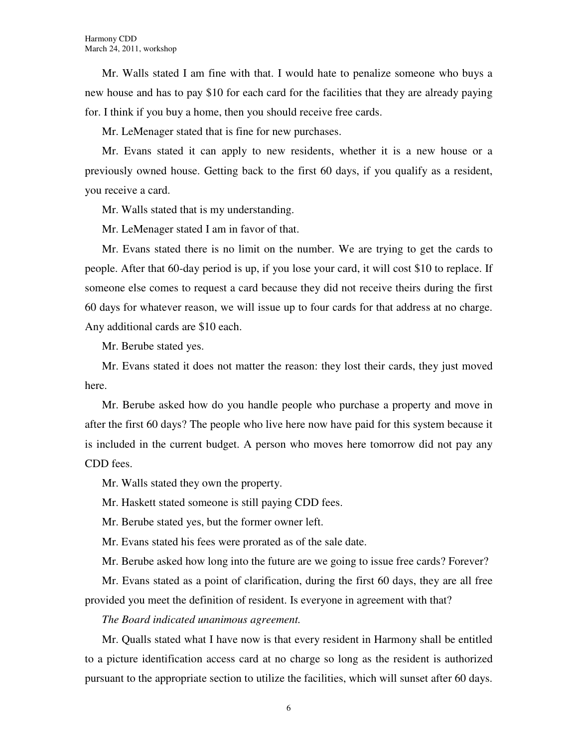Mr. Walls stated I am fine with that. I would hate to penalize someone who buys a new house and has to pay $10 for each card for the facilities that they are already paying for. I think if you buy a home, then you should receive free cards.

Mr. LeMenager stated that is fine for new purchases.

Mr. Evans stated it can apply to new residents, whether it is a new house or a previously owned house. Getting back to the first 60 days, if you qualify as a resident, you receive a card.

Mr. Walls stated that is my understanding.

Mr. LeMenager stated I am in favor of that.

Mr. Evans stated there is no limit on the number. We are trying to get the cards to people. After that 60-day period is up, if you lose your card, it will cost $10 to replace. If someone else comes to request a card because they did not receive theirs during the first 60 days for whatever reason, we will issue up to four cards for that address at no charge. Any additional cards are $10 each.

Mr. Berube stated yes.

Mr. Evans stated it does not matter the reason: they lost their cards, they just moved here.

Mr. Berube asked how do you handle people who purchase a property and move in after the first 60 days? The people who live here now have paid for this system because it is included in the current budget. A person who moves here tomorrow did not pay any CDD fees.

Mr. Walls stated they own the property.

Mr. Haskett stated someone is still paying CDD fees.

Mr. Berube stated yes, but the former owner left.

Mr. Evans stated his fees were prorated as of the sale date.

Mr. Berube asked how long into the future are we going to issue free cards? Forever?

Mr. Evans stated as a point of clarification, during the first 60 days, they are all free provided you meet the definition of resident. Is everyone in agreement with that?

*The Board indicated unanimous agreement.*

Mr. Qualls stated what I have now is that every resident in Harmony shall be entitled to a picture identification access card at no charge so long as the resident is authorized pursuant to the appropriate section to utilize the facilities, which will sunset after 60 days.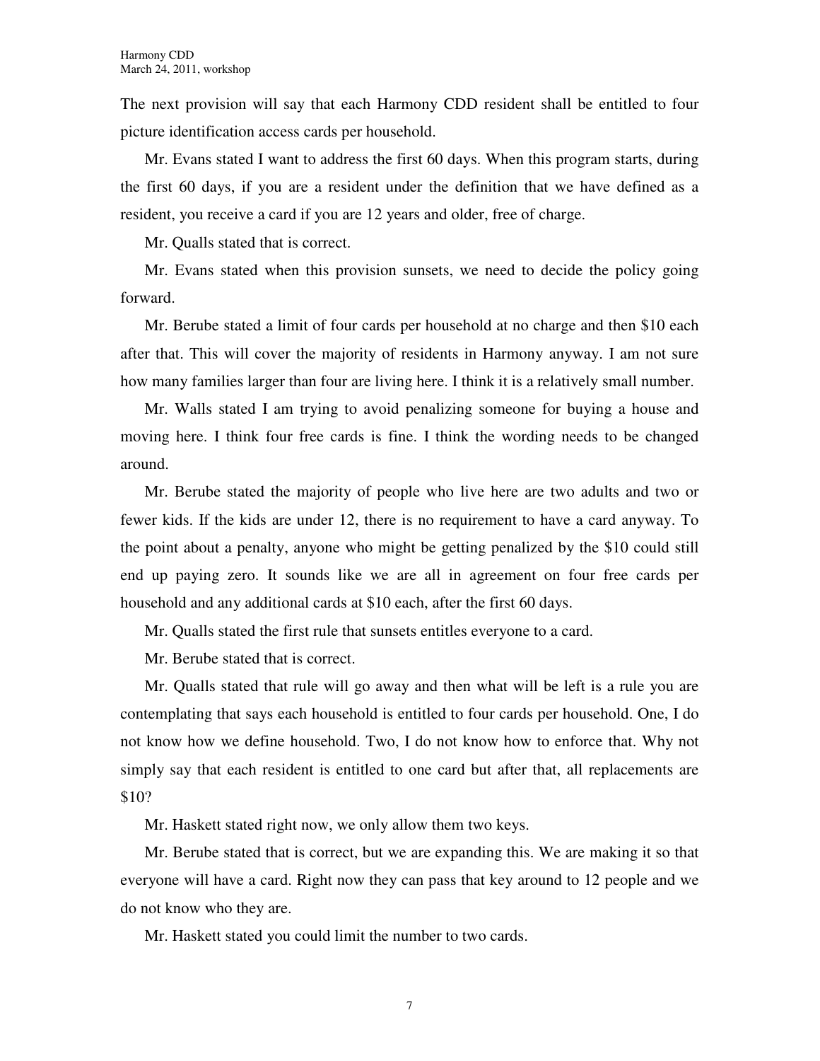The next provision will say that each Harmony CDD resident shall be entitled to four picture identification access cards per household.

Mr. Evans stated I want to address the first 60 days. When this program starts, during the first 60 days, if you are a resident under the definition that we have defined as a resident, you receive a card if you are 12 years and older, free of charge.

Mr. Qualls stated that is correct.

Mr. Evans stated when this provision sunsets, we need to decide the policy going forward.

Mr. Berube stated a limit of four cards per household at no charge and then $10 each after that. This will cover the majority of residents in Harmony anyway. I am not sure how many families larger than four are living here. I think it is a relatively small number.

Mr. Walls stated I am trying to avoid penalizing someone for buying a house and moving here. I think four free cards is fine. I think the wording needs to be changed around.

Mr. Berube stated the majority of people who live here are two adults and two or fewer kids. If the kids are under 12, there is no requirement to have a card anyway. To the point about a penalty, anyone who might be getting penalized by the $10 could still end up paying zero. It sounds like we are all in agreement on four free cards per household and any additional cards at $10 each, after the first 60 days.

Mr. Qualls stated the first rule that sunsets entitles everyone to a card.

Mr. Berube stated that is correct.

Mr. Qualls stated that rule will go away and then what will be left is a rule you are contemplating that says each household is entitled to four cards per household. One, I do not know how we define household. Two, I do not know how to enforce that. Why not simply say that each resident is entitled to one card but after that, all replacements are $10?

Mr. Haskett stated right now, we only allow them two keys.

Mr. Berube stated that is correct, but we are expanding this. We are making it so that everyone will have a card. Right now they can pass that key around to 12 people and we do not know who they are.

Mr. Haskett stated you could limit the number to two cards.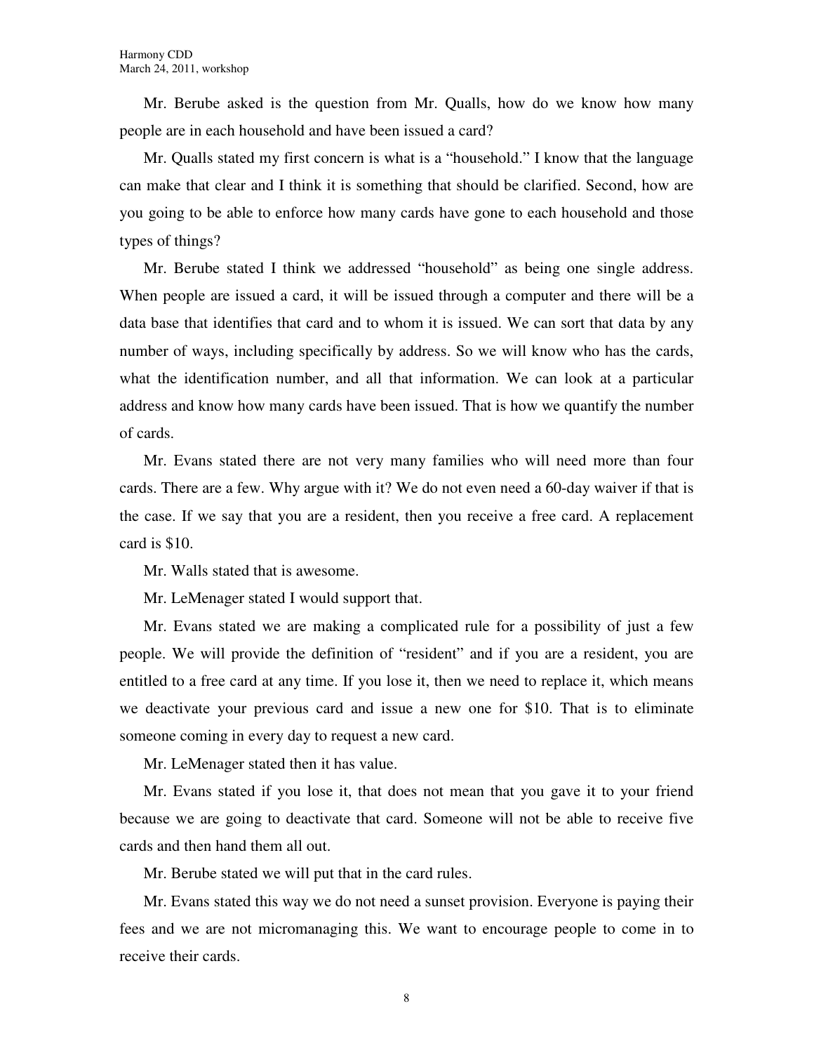Mr. Berube asked is the question from Mr. Qualls, how do we know how many people are in each household and have been issued a card?

Mr. Qualls stated my first concern is what is a "household." I know that the language can make that clear and I think it is something that should be clarified. Second, how are you going to be able to enforce how many cards have gone to each household and those types of things?

Mr. Berube stated I think we addressed "household" as being one single address. When people are issued a card, it will be issued through a computer and there will be a data base that identifies that card and to whom it is issued. We can sort that data by any number of ways, including specifically by address. So we will know who has the cards, what the identification number, and all that information. We can look at a particular address and know how many cards have been issued. That is how we quantify the number of cards.

Mr. Evans stated there are not very many families who will need more than four cards. There are a few. Why argue with it? We do not even need a 60-day waiver if that is the case. If we say that you are a resident, then you receive a free card. A replacement card is $10.

Mr. Walls stated that is awesome.

Mr. LeMenager stated I would support that.

Mr. Evans stated we are making a complicated rule for a possibility of just a few people. We will provide the definition of "resident" and if you are a resident, you are entitled to a free card at any time. If you lose it, then we need to replace it, which means we deactivate your previous card and issue a new one for $10. That is to eliminate someone coming in every day to request a new card.

Mr. LeMenager stated then it has value.

Mr. Evans stated if you lose it, that does not mean that you gave it to your friend because we are going to deactivate that card. Someone will not be able to receive five cards and then hand them all out.

Mr. Berube stated we will put that in the card rules.

Mr. Evans stated this way we do not need a sunset provision. Everyone is paying their fees and we are not micromanaging this. We want to encourage people to come in to receive their cards.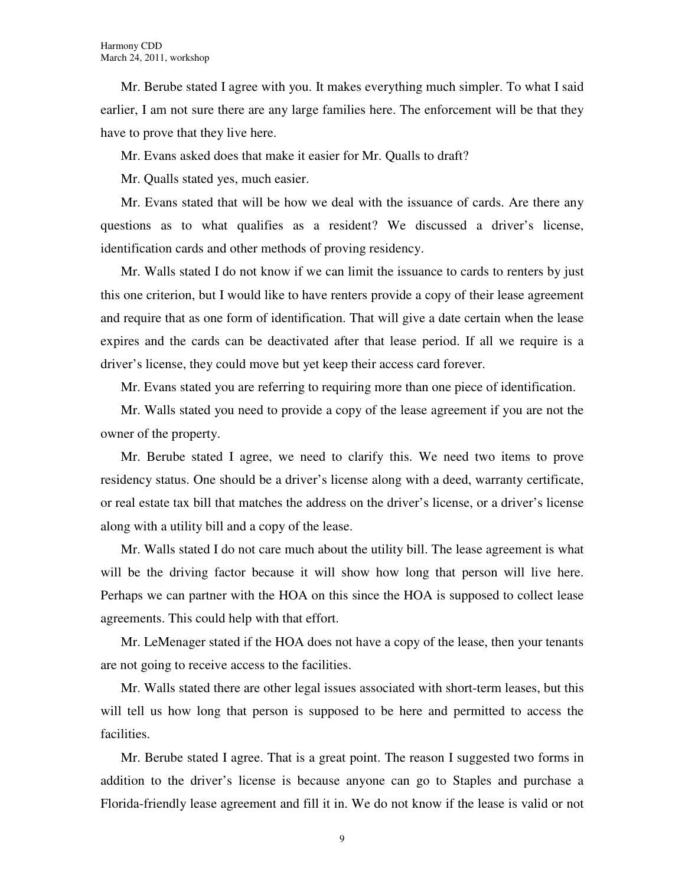Mr. Berube stated I agree with you. It makes everything much simpler. To what I said earlier, I am not sure there are any large families here. The enforcement will be that they have to prove that they live here.

Mr. Evans asked does that make it easier for Mr. Qualls to draft?

Mr. Qualls stated yes, much easier.

Mr. Evans stated that will be how we deal with the issuance of cards. Are there any questions as to what qualifies as a resident? We discussed a driver's license, identification cards and other methods of proving residency.

Mr. Walls stated I do not know if we can limit the issuance to cards to renters by just this one criterion, but I would like to have renters provide a copy of their lease agreement and require that as one form of identification. That will give a date certain when the lease expires and the cards can be deactivated after that lease period. If all we require is a driver's license, they could move but yet keep their access card forever.

Mr. Evans stated you are referring to requiring more than one piece of identification.

Mr. Walls stated you need to provide a copy of the lease agreement if you are not the owner of the property.

Mr. Berube stated I agree, we need to clarify this. We need two items to prove residency status. One should be a driver's license along with a deed, warranty certificate, or real estate tax bill that matches the address on the driver's license, or a driver's license along with a utility bill and a copy of the lease.

Mr. Walls stated I do not care much about the utility bill. The lease agreement is what will be the driving factor because it will show how long that person will live here. Perhaps we can partner with the HOA on this since the HOA is supposed to collect lease agreements. This could help with that effort.

Mr. LeMenager stated if the HOA does not have a copy of the lease, then your tenants are not going to receive access to the facilities.

Mr. Walls stated there are other legal issues associated with short-term leases, but this will tell us how long that person is supposed to be here and permitted to access the facilities.

Mr. Berube stated I agree. That is a great point. The reason I suggested two forms in addition to the driver's license is because anyone can go to Staples and purchase a Florida-friendly lease agreement and fill it in. We do not know if the lease is valid or not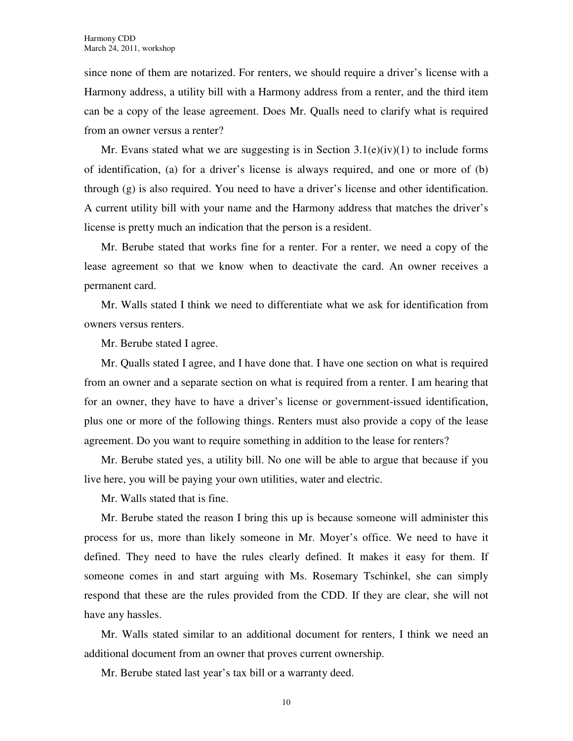since none of them are notarized. For renters, we should require a driver's license with a Harmony address, a utility bill with a Harmony address from a renter, and the third item can be a copy of the lease agreement. Does Mr. Qualls need to clarify what is required from an owner versus a renter?

Mr. Evans stated what we are suggesting is in Section 3.1(e)(iv)(1) to include forms of identification, (a) for a driver's license is always required, and one or more of (b) through (g) is also required. You need to have a driver's license and other identification. A current utility bill with your name and the Harmony address that matches the driver's license is pretty much an indication that the person is a resident.

Mr. Berube stated that works fine for a renter. For a renter, we need a copy of the lease agreement so that we know when to deactivate the card. An owner receives a permanent card.

Mr. Walls stated I think we need to differentiate what we ask for identification from owners versus renters.

Mr. Berube stated I agree.

Mr. Qualls stated I agree, and I have done that. I have one section on what is required from an owner and a separate section on what is required from a renter. I am hearing that for an owner, they have to have a driver's license or government-issued identification, plus one or more of the following things. Renters must also provide a copy of the lease agreement. Do you want to require something in addition to the lease for renters?

Mr. Berube stated yes, a utility bill. No one will be able to argue that because if you live here, you will be paying your own utilities, water and electric.

Mr. Walls stated that is fine.

Mr. Berube stated the reason I bring this up is because someone will administer this process for us, more than likely someone in Mr. Moyer's office. We need to have it defined. They need to have the rules clearly defined. It makes it easy for them. If someone comes in and start arguing with Ms. Rosemary Tschinkel, she can simply respond that these are the rules provided from the CDD. If they are clear, she will not have any hassles.

Mr. Walls stated similar to an additional document for renters, I think we need an additional document from an owner that proves current ownership.

Mr. Berube stated last year's tax bill or a warranty deed.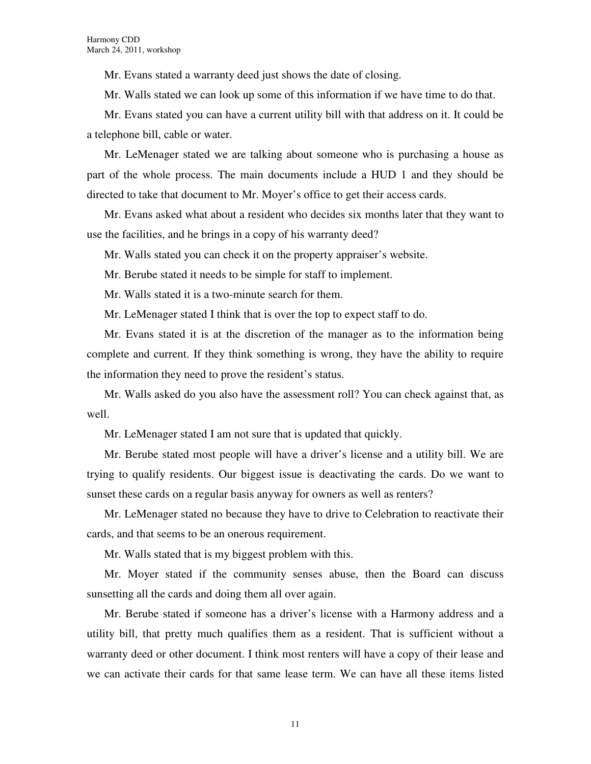Mr. Evans stated a warranty deed just shows the date of closing.

Mr. Walls stated we can look up some of this information if we have time to do that.

Mr. Evans stated you can have a current utility bill with that address on it. It could be a telephone bill, cable or water.

Mr. LeMenager stated we are talking about someone who is purchasing a house as part of the whole process. The main documents include a HUD 1 and they should be directed to take that document to Mr. Moyer's office to get their access cards.

Mr. Evans asked what about a resident who decides six months later that they want to use the facilities, and he brings in a copy of his warranty deed?

Mr. Walls stated you can check it on the property appraiser's website.

Mr. Berube stated it needs to be simple for staff to implement.

Mr. Walls stated it is a two-minute search for them.

Mr. LeMenager stated I think that is over the top to expect staff to do.

Mr. Evans stated it is at the discretion of the manager as to the information being complete and current. If they think something is wrong, they have the ability to require the information they need to prove the resident's status.

Mr. Walls asked do you also have the assessment roll? You can check against that, as well.

Mr. LeMenager stated I am not sure that is updated that quickly.

Mr. Berube stated most people will have a driver's license and a utility bill. We are trying to qualify residents. Our biggest issue is deactivating the cards. Do we want to sunset these cards on a regular basis anyway for owners as well as renters?

Mr. LeMenager stated no because they have to drive to Celebration to reactivate their cards, and that seems to be an onerous requirement.

Mr. Walls stated that is my biggest problem with this.

Mr. Moyer stated if the community senses abuse, then the Board can discuss sunsetting all the cards and doing them all over again.

Mr. Berube stated if someone has a driver's license with a Harmony address and a utility bill, that pretty much qualifies them as a resident. That is sufficient without a warranty deed or other document. I think most renters will have a copy of their lease and we can activate their cards for that same lease term. We can have all these items listed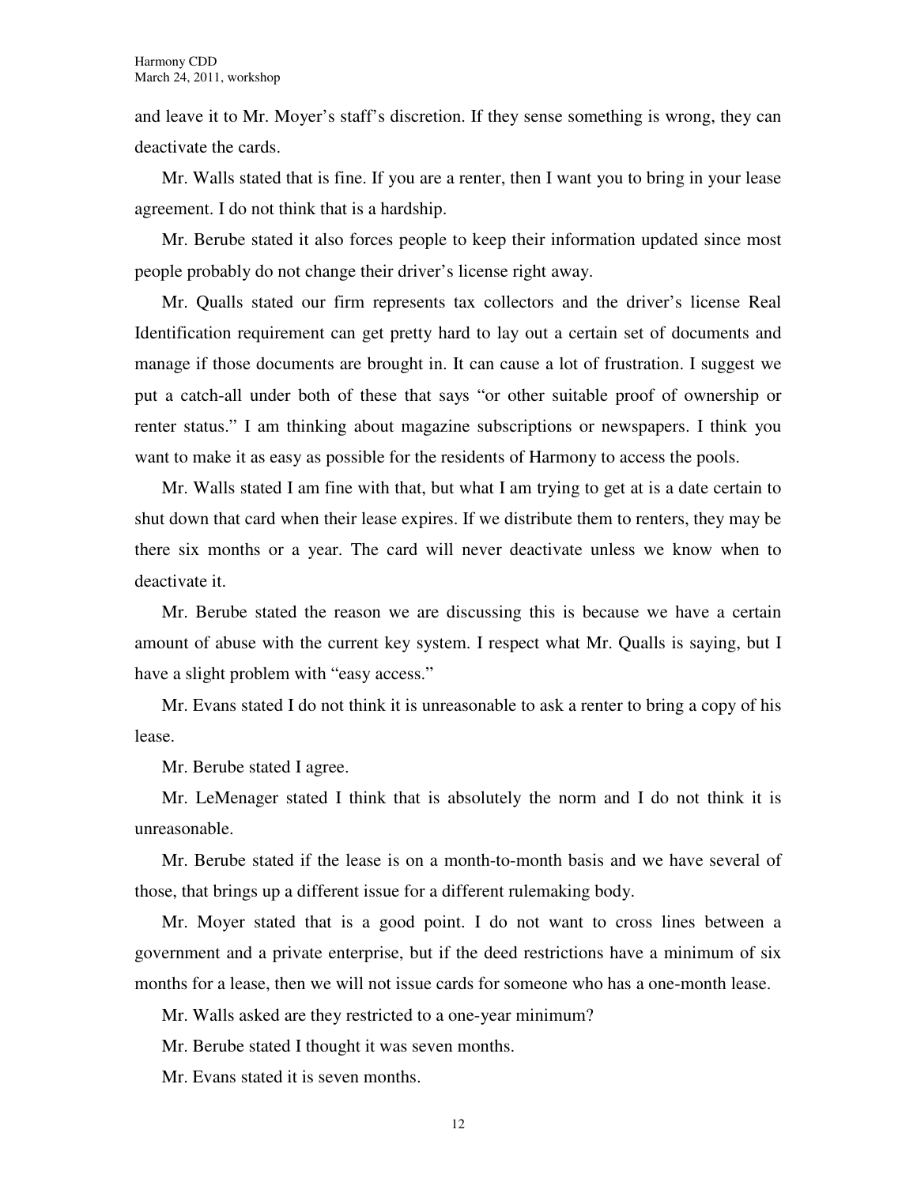and leave it to Mr. Moyer's staff's discretion. If they sense something is wrong, they can deactivate the cards.

Mr. Walls stated that is fine. If you are a renter, then I want you to bring in your lease agreement. I do not think that is a hardship.

Mr. Berube stated it also forces people to keep their information updated since most people probably do not change their driver's license right away.

Mr. Qualls stated our firm represents tax collectors and the driver's license Real Identification requirement can get pretty hard to lay out a certain set of documents and manage if those documents are brought in. It can cause a lot of frustration. I suggest we put a catch-all under both of these that says "or other suitable proof of ownership or renter status." I am thinking about magazine subscriptions or newspapers. I think you want to make it as easy as possible for the residents of Harmony to access the pools.

Mr. Walls stated I am fine with that, but what I am trying to get at is a date certain to shut down that card when their lease expires. If we distribute them to renters, they may be there six months or a year. The card will never deactivate unless we know when to deactivate it.

Mr. Berube stated the reason we are discussing this is because we have a certain amount of abuse with the current key system. I respect what Mr. Qualls is saying, but I have a slight problem with "easy access."

Mr. Evans stated I do not think it is unreasonable to ask a renter to bring a copy of his lease.

Mr. Berube stated I agree.

Mr. LeMenager stated I think that is absolutely the norm and I do not think it is unreasonable.

Mr. Berube stated if the lease is on a month-to-month basis and we have several of those, that brings up a different issue for a different rulemaking body.

Mr. Moyer stated that is a good point. I do not want to cross lines between a government and a private enterprise, but if the deed restrictions have a minimum of six months for a lease, then we will not issue cards for someone who has a one-month lease.

Mr. Walls asked are they restricted to a one-year minimum?

Mr. Berube stated I thought it was seven months.

Mr. Evans stated it is seven months.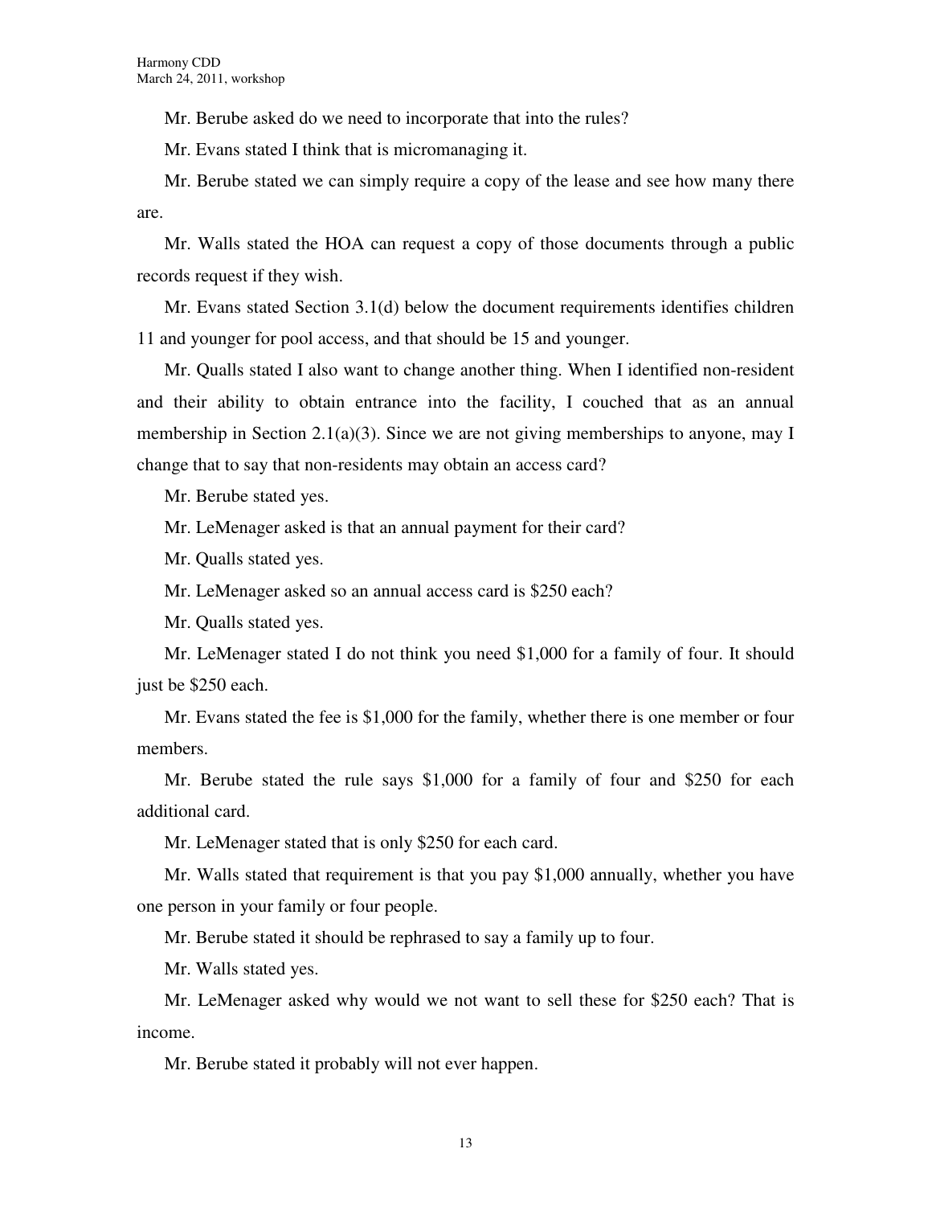Mr. Berube asked do we need to incorporate that into the rules?

Mr. Evans stated I think that is micromanaging it.

Mr. Berube stated we can simply require a copy of the lease and see how many there are.

Mr. Walls stated the HOA can request a copy of those documents through a public records request if they wish.

Mr. Evans stated Section 3.1(d) below the document requirements identifies children 11 and younger for pool access, and that should be 15 and younger.

Mr. Qualls stated I also want to change another thing. When I identified non-resident and their ability to obtain entrance into the facility, I couched that as an annual membership in Section 2.1(a)(3). Since we are not giving memberships to anyone, may I change that to say that non-residents may obtain an access card?

Mr. Berube stated yes.

Mr. LeMenager asked is that an annual payment for their card?

Mr. Qualls stated yes.

Mr. LeMenager asked so an annual access card is $250 each?

Mr. Qualls stated yes.

Mr. LeMenager stated I do not think you need $1,000 for a family of four. It should just be $250 each.

Mr. Evans stated the fee is $1,000 for the family, whether there is one member or four members.

Mr. Berube stated the rule says $1,000 for a family of four and $250 for each additional card.

Mr. LeMenager stated that is only $250 for each card.

Mr. Walls stated that requirement is that you pay $1,000 annually, whether you have one person in your family or four people.

Mr. Berube stated it should be rephrased to say a family up to four.

Mr. Walls stated yes.

Mr. LeMenager asked why would we not want to sell these for $250 each? That is income.

Mr. Berube stated it probably will not ever happen.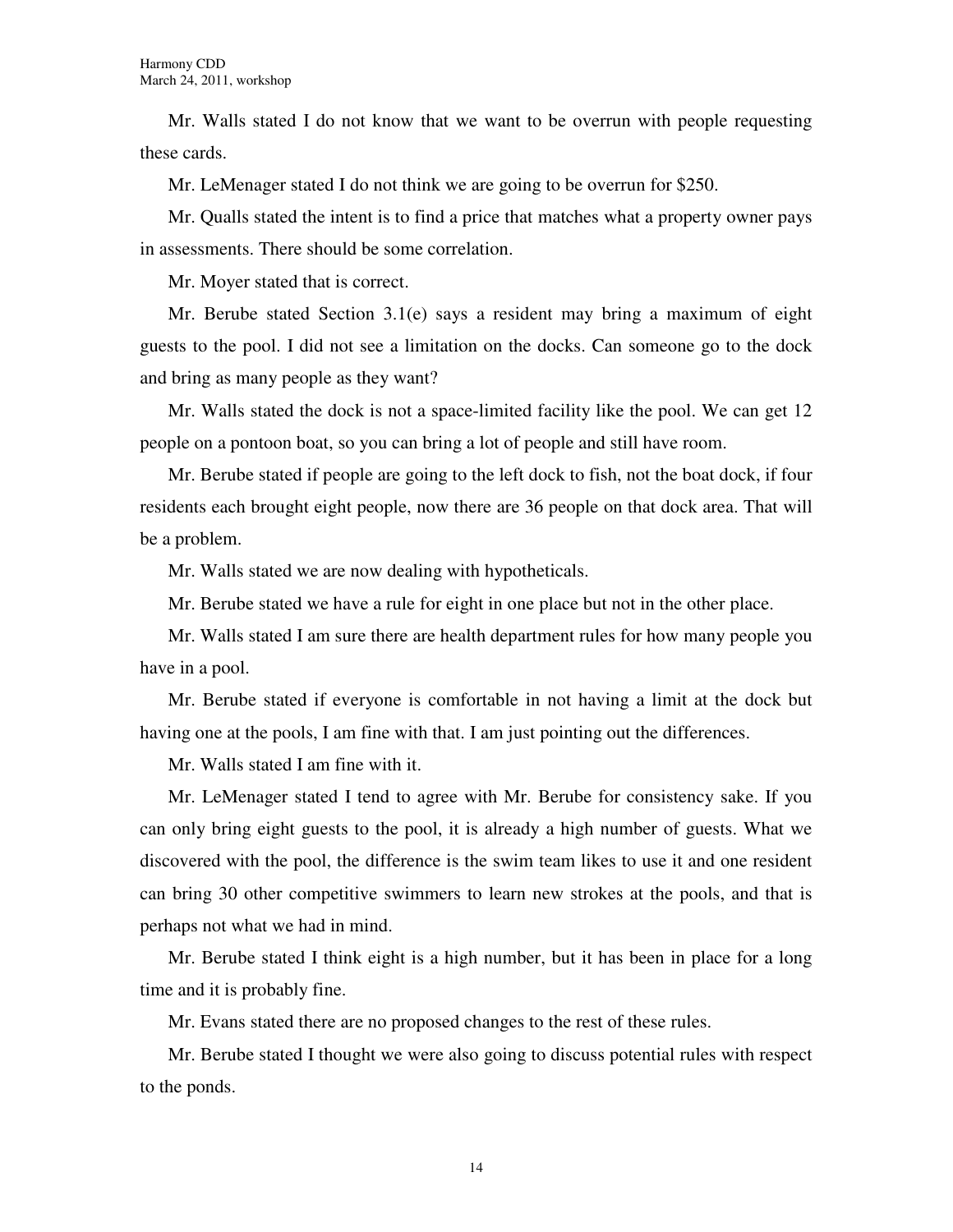Mr. Walls stated I do not know that we want to be overrun with people requesting these cards.

Mr. LeMenager stated I do not think we are going to be overrun for $250.

Mr. Qualls stated the intent is to find a price that matches what a property owner pays in assessments. There should be some correlation.

Mr. Moyer stated that is correct.

Mr. Berube stated Section 3.1(e) says a resident may bring a maximum of eight guests to the pool. I did not see a limitation on the docks. Can someone go to the dock and bring as many people as they want?

Mr. Walls stated the dock is not a space-limited facility like the pool. We can get 12 people on a pontoon boat, so you can bring a lot of people and still have room.

Mr. Berube stated if people are going to the left dock to fish, not the boat dock, if four residents each brought eight people, now there are 36 people on that dock area. That will be a problem.

Mr. Walls stated we are now dealing with hypotheticals.

Mr. Berube stated we have a rule for eight in one place but not in the other place.

Mr. Walls stated I am sure there are health department rules for how many people you have in a pool.

Mr. Berube stated if everyone is comfortable in not having a limit at the dock but having one at the pools, I am fine with that. I am just pointing out the differences.

Mr. Walls stated I am fine with it.

Mr. LeMenager stated I tend to agree with Mr. Berube for consistency sake. If you can only bring eight guests to the pool, it is already a high number of guests. What we discovered with the pool, the difference is the swim team likes to use it and one resident can bring 30 other competitive swimmers to learn new strokes at the pools, and that is perhaps not what we had in mind.

Mr. Berube stated I think eight is a high number, but it has been in place for a long time and it is probably fine.

Mr. Evans stated there are no proposed changes to the rest of these rules.

Mr. Berube stated I thought we were also going to discuss potential rules with respect to the ponds.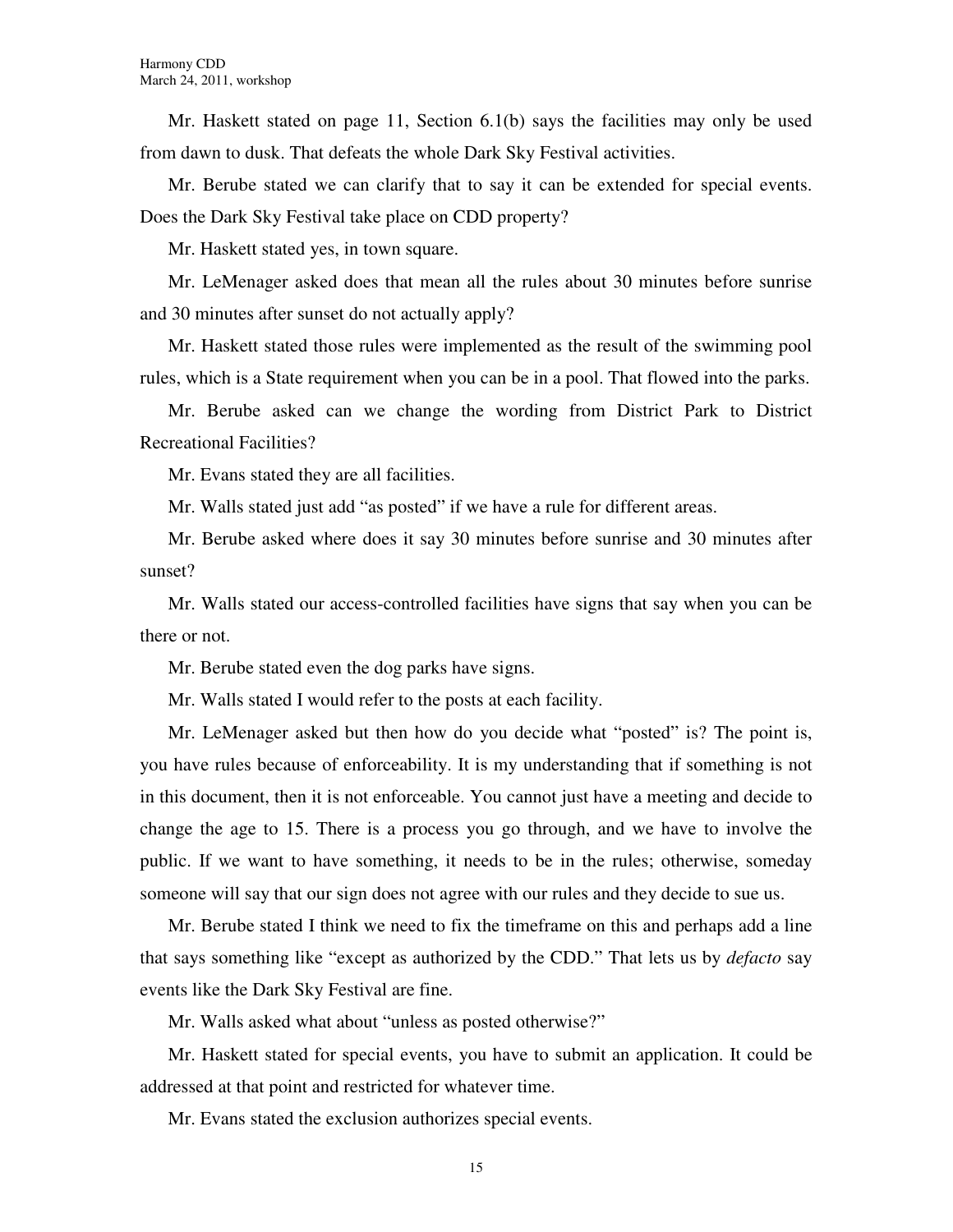Mr. Haskett stated on page 11, Section 6.1(b) says the facilities may only be used from dawn to dusk. That defeats the whole Dark Sky Festival activities.

Mr. Berube stated we can clarify that to say it can be extended for special events. Does the Dark Sky Festival take place on CDD property?

Mr. Haskett stated yes, in town square.

Mr. LeMenager asked does that mean all the rules about 30 minutes before sunrise and 30 minutes after sunset do not actually apply?

Mr. Haskett stated those rules were implemented as the result of the swimming pool rules, which is a State requirement when you can be in a pool. That flowed into the parks.

Mr. Berube asked can we change the wording from District Park to District Recreational Facilities?

Mr. Evans stated they are all facilities.

Mr. Walls stated just add "as posted" if we have a rule for different areas.

Mr. Berube asked where does it say 30 minutes before sunrise and 30 minutes after sunset?

Mr. Walls stated our access-controlled facilities have signs that say when you can be there or not.

Mr. Berube stated even the dog parks have signs.

Mr. Walls stated I would refer to the posts at each facility.

Mr. LeMenager asked but then how do you decide what "posted" is? The point is, you have rules because of enforceability. It is my understanding that if something is not in this document, then it is not enforceable. You cannot just have a meeting and decide to change the age to 15. There is a process you go through, and we have to involve the public. If we want to have something, it needs to be in the rules; otherwise, someday someone will say that our sign does not agree with our rules and they decide to sue us.

Mr. Berube stated I think we need to fix the timeframe on this and perhaps add a line that says something like "except as authorized by the CDD." That lets us by *defacto* say events like the Dark Sky Festival are fine.

Mr. Walls asked what about "unless as posted otherwise?"

Mr. Haskett stated for special events, you have to submit an application. It could be addressed at that point and restricted for whatever time.

Mr. Evans stated the exclusion authorizes special events.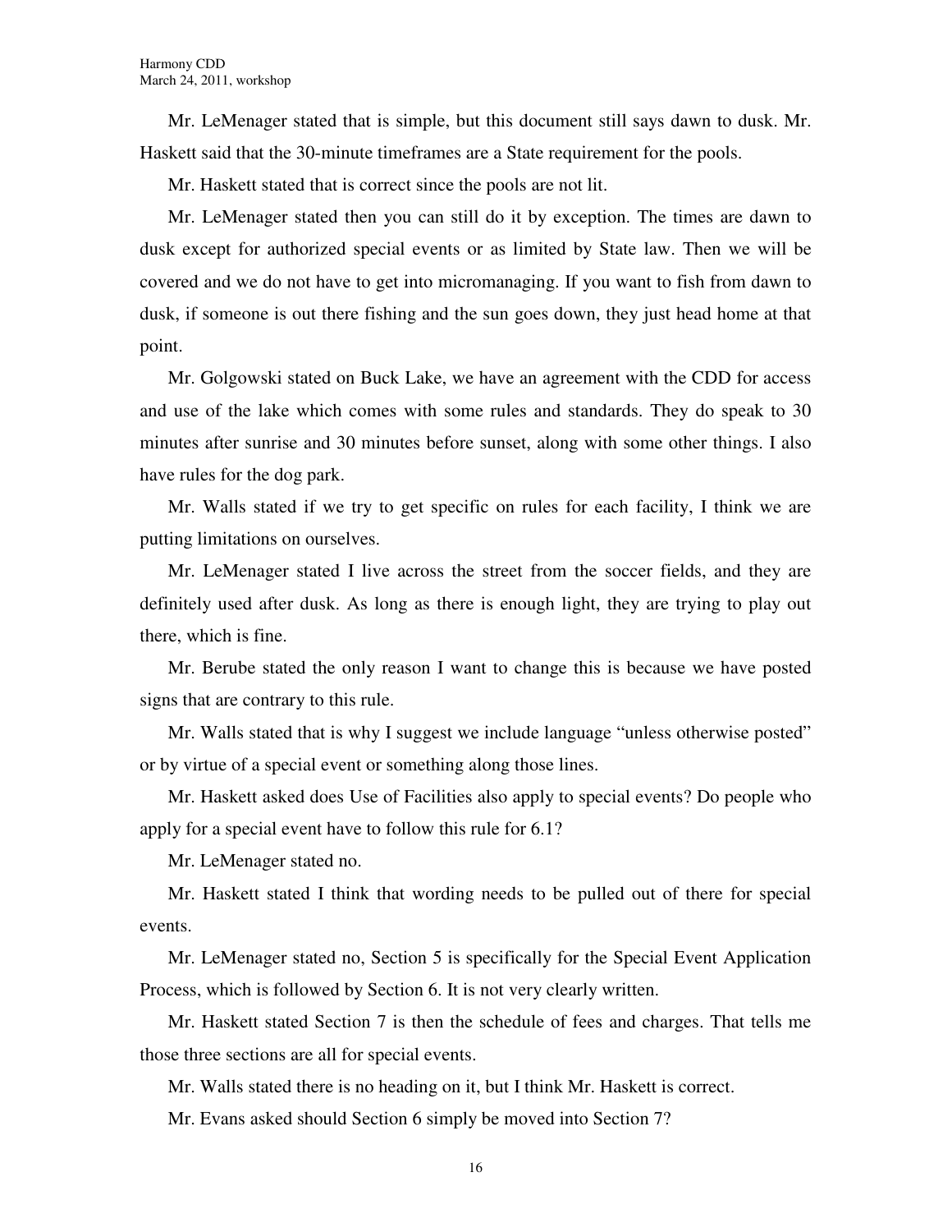Mr. LeMenager stated that is simple, but this document still says dawn to dusk. Mr. Haskett said that the 30-minute timeframes are a State requirement for the pools.

Mr. Haskett stated that is correct since the pools are not lit.

Mr. LeMenager stated then you can still do it by exception. The times are dawn to dusk except for authorized special events or as limited by State law. Then we will be covered and we do not have to get into micromanaging. If you want to fish from dawn to dusk, if someone is out there fishing and the sun goes down, they just head home at that point.

Mr. Golgowski stated on Buck Lake, we have an agreement with the CDD for access and use of the lake which comes with some rules and standards. They do speak to 30 minutes after sunrise and 30 minutes before sunset, along with some other things. I also have rules for the dog park.

Mr. Walls stated if we try to get specific on rules for each facility, I think we are putting limitations on ourselves.

Mr. LeMenager stated I live across the street from the soccer fields, and they are definitely used after dusk. As long as there is enough light, they are trying to play out there, which is fine.

Mr. Berube stated the only reason I want to change this is because we have posted signs that are contrary to this rule.

Mr. Walls stated that is why I suggest we include language "unless otherwise posted" or by virtue of a special event or something along those lines.

Mr. Haskett asked does Use of Facilities also apply to special events? Do people who apply for a special event have to follow this rule for 6.1?

Mr. LeMenager stated no.

Mr. Haskett stated I think that wording needs to be pulled out of there for special events.

Mr. LeMenager stated no, Section 5 is specifically for the Special Event Application Process, which is followed by Section 6. It is not very clearly written.

Mr. Haskett stated Section 7 is then the schedule of fees and charges. That tells me those three sections are all for special events.

Mr. Walls stated there is no heading on it, but I think Mr. Haskett is correct.

Mr. Evans asked should Section 6 simply be moved into Section 7?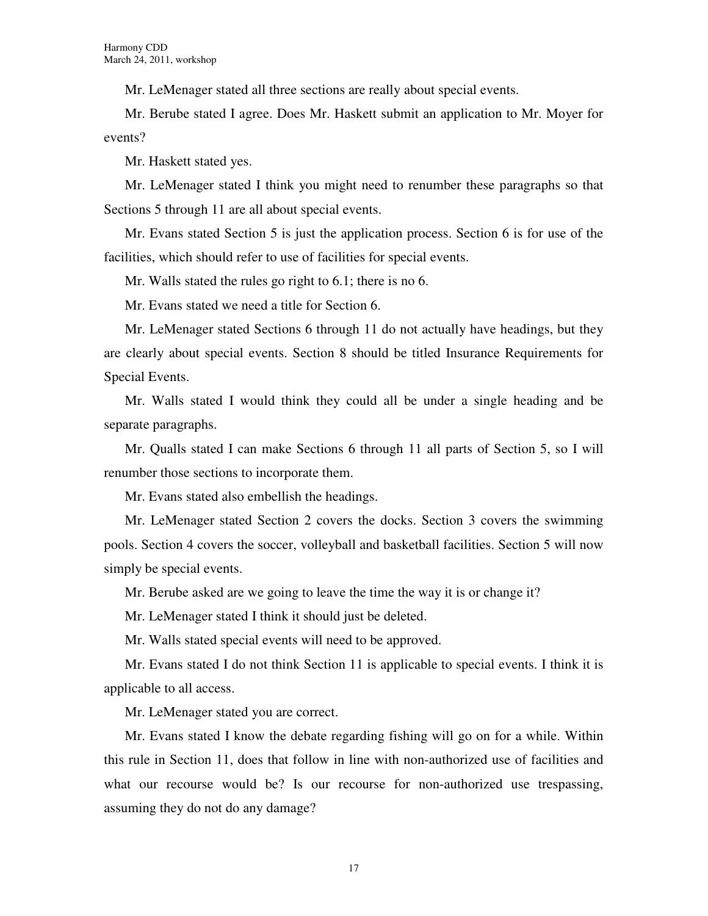Mr. LeMenager stated all three sections are really about special events.

Mr. Berube stated I agree. Does Mr. Haskett submit an application to Mr. Moyer for events?

Mr. Haskett stated yes.

Mr. LeMenager stated I think you might need to renumber these paragraphs so that Sections 5 through 11 are all about special events.

Mr. Evans stated Section 5 is just the application process. Section 6 is for use of the facilities, which should refer to use of facilities for special events.

Mr. Walls stated the rules go right to 6.1; there is no 6.

Mr. Evans stated we need a title for Section 6.

Mr. LeMenager stated Sections 6 through 11 do not actually have headings, but they are clearly about special events. Section 8 should be titled Insurance Requirements for Special Events.

Mr. Walls stated I would think they could all be under a single heading and be separate paragraphs.

Mr. Qualls stated I can make Sections 6 through 11 all parts of Section 5, so I will renumber those sections to incorporate them.

Mr. Evans stated also embellish the headings.

Mr. LeMenager stated Section 2 covers the docks. Section 3 covers the swimming pools. Section 4 covers the soccer, volleyball and basketball facilities. Section 5 will now simply be special events.

Mr. Berube asked are we going to leave the time the way it is or change it?

Mr. LeMenager stated I think it should just be deleted.

Mr. Walls stated special events will need to be approved.

Mr. Evans stated I do not think Section 11 is applicable to special events. I think it is applicable to all access.

Mr. LeMenager stated you are correct.

Mr. Evans stated I know the debate regarding fishing will go on for a while. Within this rule in Section 11, does that follow in line with non-authorized use of facilities and what our recourse would be? Is our recourse for non-authorized use trespassing, assuming they do not do any damage?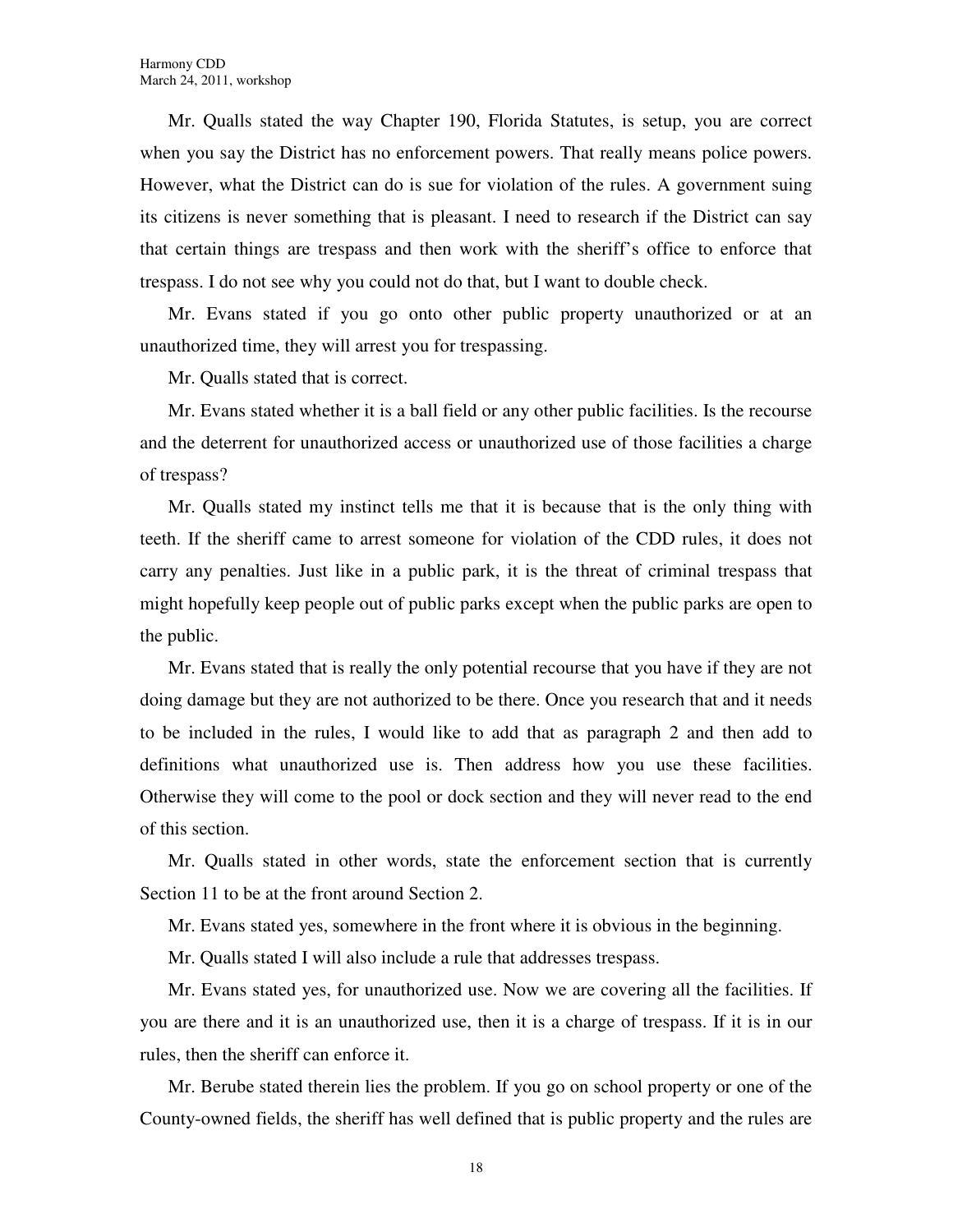Mr. Qualls stated the way Chapter 190, Florida Statutes, is setup, you are correct when you say the District has no enforcement powers. That really means police powers. However, what the District can do is sue for violation of the rules. A government suing its citizens is never something that is pleasant. I need to research if the District can say that certain things are trespass and then work with the sheriff's office to enforce that trespass. I do not see why you could not do that, but I want to double check.

Mr. Evans stated if you go onto other public property unauthorized or at an unauthorized time, they will arrest you for trespassing.

Mr. Qualls stated that is correct.

Mr. Evans stated whether it is a ball field or any other public facilities. Is the recourse and the deterrent for unauthorized access or unauthorized use of those facilities a charge of trespass?

Mr. Qualls stated my instinct tells me that it is because that is the only thing with teeth. If the sheriff came to arrest someone for violation of the CDD rules, it does not carry any penalties. Just like in a public park, it is the threat of criminal trespass that might hopefully keep people out of public parks except when the public parks are open to the public.

Mr. Evans stated that is really the only potential recourse that you have if they are not doing damage but they are not authorized to be there. Once you research that and it needs to be included in the rules, I would like to add that as paragraph 2 and then add to definitions what unauthorized use is. Then address how you use these facilities. Otherwise they will come to the pool or dock section and they will never read to the end of this section.

Mr. Qualls stated in other words, state the enforcement section that is currently Section 11 to be at the front around Section 2.

Mr. Evans stated yes, somewhere in the front where it is obvious in the beginning.

Mr. Qualls stated I will also include a rule that addresses trespass.

Mr. Evans stated yes, for unauthorized use. Now we are covering all the facilities. If you are there and it is an unauthorized use, then it is a charge of trespass. If it is in our rules, then the sheriff can enforce it.

Mr. Berube stated therein lies the problem. If you go on school property or one of the County-owned fields, the sheriff has well defined that is public property and the rules are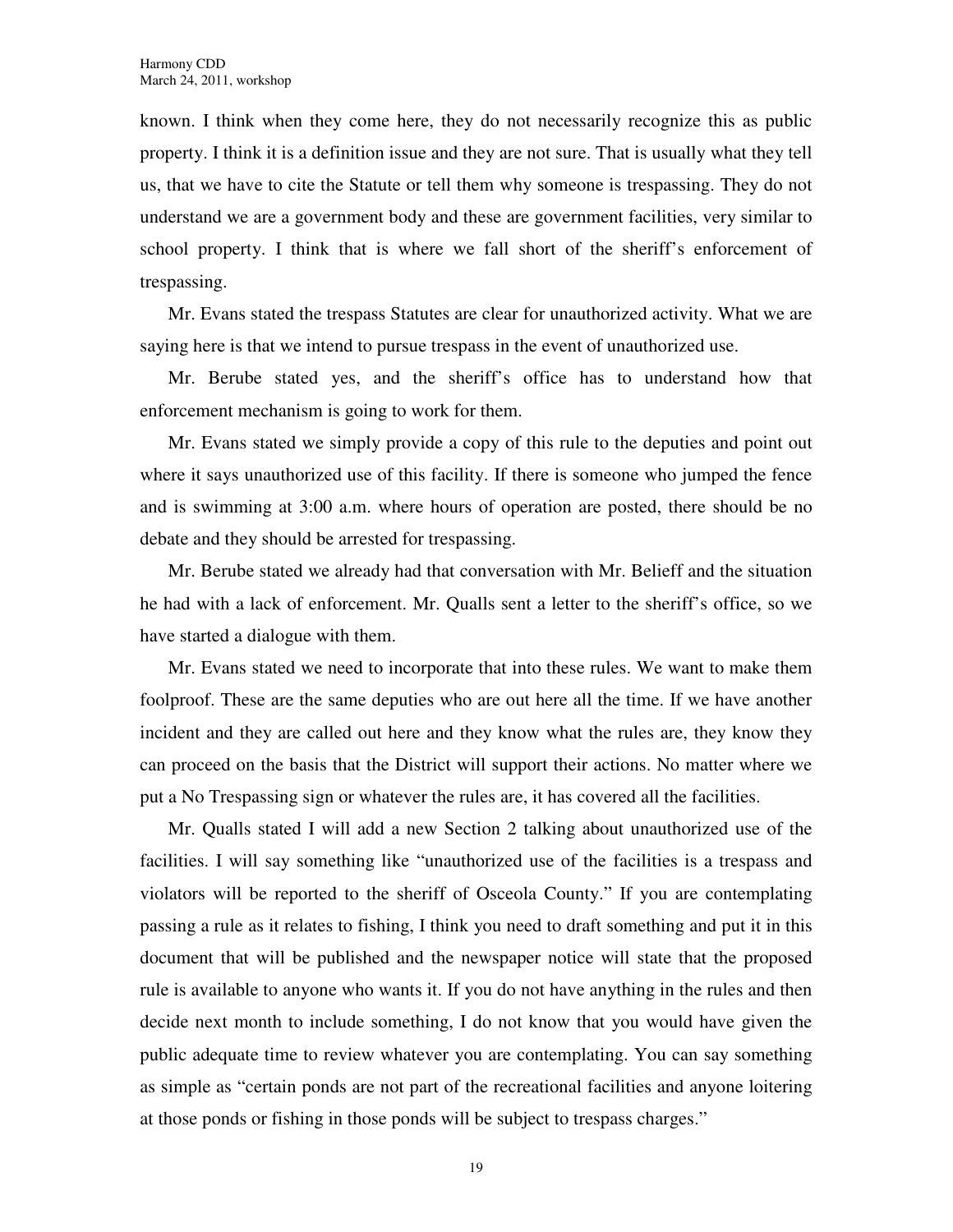known. I think when they come here, they do not necessarily recognize this as public property. I think it is a definition issue and they are not sure. That is usually what they tell us, that we have to cite the Statute or tell them why someone is trespassing. They do not understand we are a government body and these are government facilities, very similar to school property. I think that is where we fall short of the sheriff's enforcement of trespassing.

Mr. Evans stated the trespass Statutes are clear for unauthorized activity. What we are saying here is that we intend to pursue trespass in the event of unauthorized use.

Mr. Berube stated yes, and the sheriff's office has to understand how that enforcement mechanism is going to work for them.

Mr. Evans stated we simply provide a copy of this rule to the deputies and point out where it says unauthorized use of this facility. If there is someone who jumped the fence and is swimming at 3:00 a.m. where hours of operation are posted, there should be no debate and they should be arrested for trespassing.

Mr. Berube stated we already had that conversation with Mr. Belieff and the situation he had with a lack of enforcement. Mr. Qualls sent a letter to the sheriff's office, so we have started a dialogue with them.

Mr. Evans stated we need to incorporate that into these rules. We want to make them foolproof. These are the same deputies who are out here all the time. If we have another incident and they are called out here and they know what the rules are, they know they can proceed on the basis that the District will support their actions. No matter where we put a No Trespassing sign or whatever the rules are, it has covered all the facilities.

Mr. Qualls stated I will add a new Section 2 talking about unauthorized use of the facilities. I will say something like "unauthorized use of the facilities is a trespass and violators will be reported to the sheriff of Osceola County." If you are contemplating passing a rule as it relates to fishing, I think you need to draft something and put it in this document that will be published and the newspaper notice will state that the proposed rule is available to anyone who wants it. If you do not have anything in the rules and then decide next month to include something, I do not know that you would have given the public adequate time to review whatever you are contemplating. You can say something as simple as "certain ponds are not part of the recreational facilities and anyone loitering at those ponds or fishing in those ponds will be subject to trespass charges."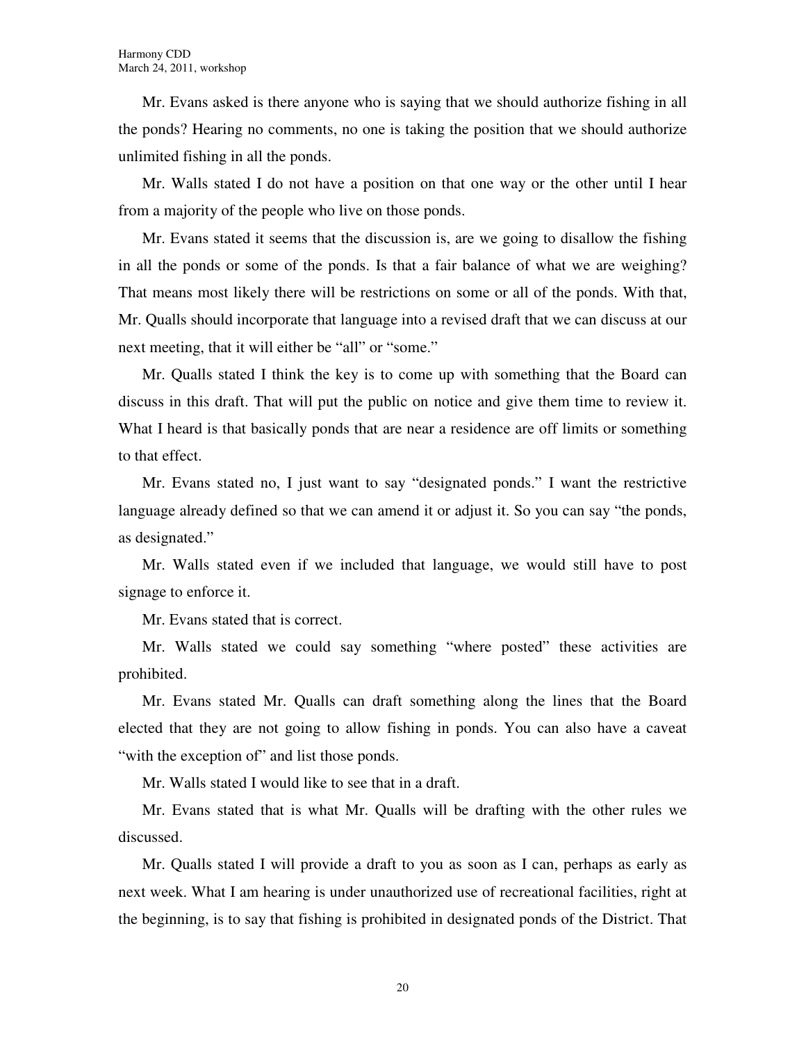Mr. Evans asked is there anyone who is saying that we should authorize fishing in all the ponds? Hearing no comments, no one is taking the position that we should authorize unlimited fishing in all the ponds.

Mr. Walls stated I do not have a position on that one way or the other until I hear from a majority of the people who live on those ponds.

Mr. Evans stated it seems that the discussion is, are we going to disallow the fishing in all the ponds or some of the ponds. Is that a fair balance of what we are weighing? That means most likely there will be restrictions on some or all of the ponds. With that, Mr. Qualls should incorporate that language into a revised draft that we can discuss at our next meeting, that it will either be "all" or "some."

Mr. Qualls stated I think the key is to come up with something that the Board can discuss in this draft. That will put the public on notice and give them time to review it. What I heard is that basically ponds that are near a residence are off limits or something to that effect.

Mr. Evans stated no, I just want to say "designated ponds." I want the restrictive language already defined so that we can amend it or adjust it. So you can say "the ponds, as designated."

Mr. Walls stated even if we included that language, we would still have to post signage to enforce it.

Mr. Evans stated that is correct.

Mr. Walls stated we could say something "where posted" these activities are prohibited.

Mr. Evans stated Mr. Qualls can draft something along the lines that the Board elected that they are not going to allow fishing in ponds. You can also have a caveat "with the exception of" and list those ponds.

Mr. Walls stated I would like to see that in a draft.

Mr. Evans stated that is what Mr. Qualls will be drafting with the other rules we discussed.

Mr. Qualls stated I will provide a draft to you as soon as I can, perhaps as early as next week. What I am hearing is under unauthorized use of recreational facilities, right at the beginning, is to say that fishing is prohibited in designated ponds of the District. That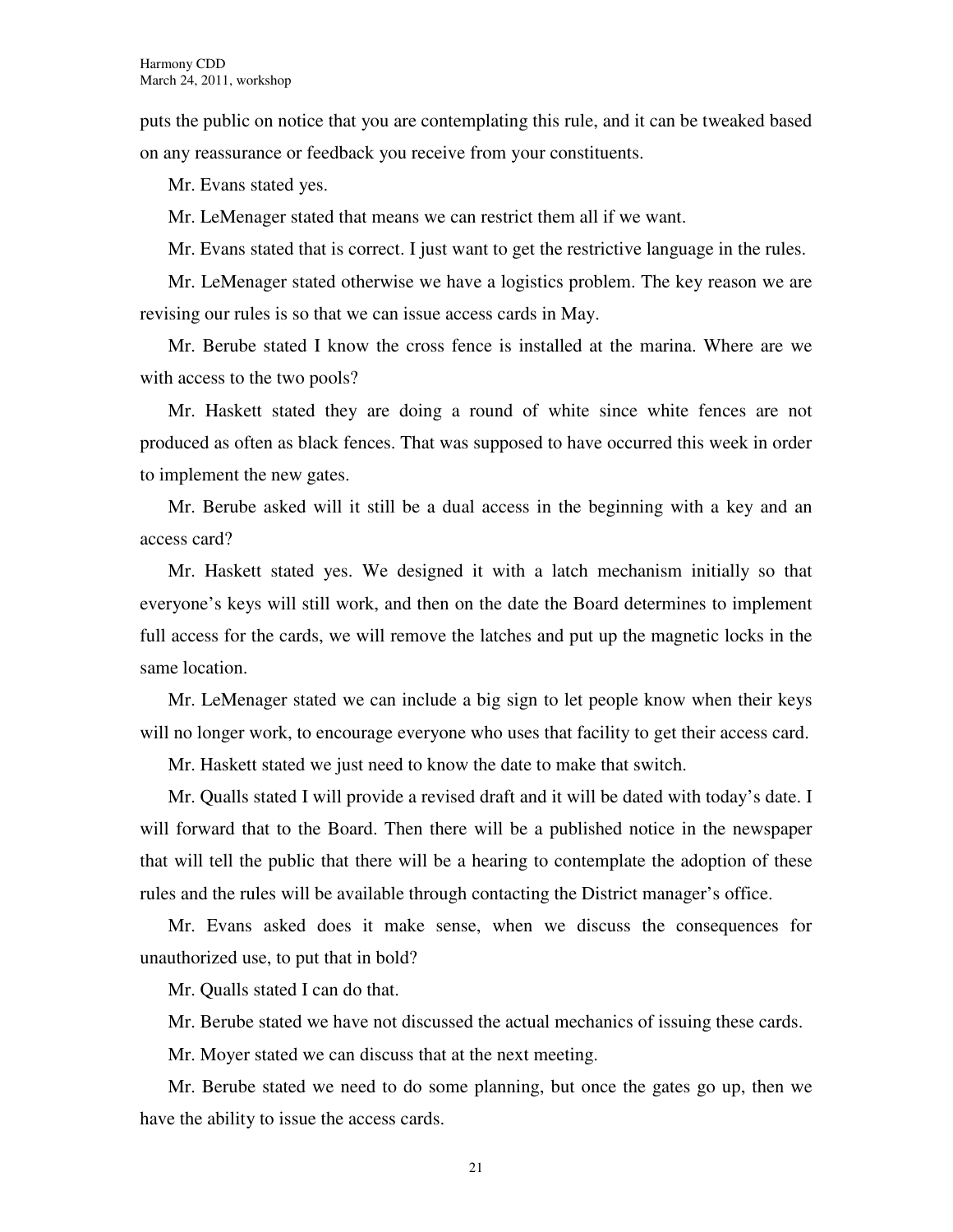puts the public on notice that you are contemplating this rule, and it can be tweaked based on any reassurance or feedback you receive from your constituents.

Mr. Evans stated yes.

Mr. LeMenager stated that means we can restrict them all if we want.

Mr. Evans stated that is correct. I just want to get the restrictive language in the rules.

Mr. LeMenager stated otherwise we have a logistics problem. The key reason we are revising our rules is so that we can issue access cards in May.

Mr. Berube stated I know the cross fence is installed at the marina. Where are we with access to the two pools?

Mr. Haskett stated they are doing a round of white since white fences are not produced as often as black fences. That was supposed to have occurred this week in order to implement the new gates.

Mr. Berube asked will it still be a dual access in the beginning with a key and an access card?

Mr. Haskett stated yes. We designed it with a latch mechanism initially so that everyone's keys will still work, and then on the date the Board determines to implement full access for the cards, we will remove the latches and put up the magnetic locks in the same location.

Mr. LeMenager stated we can include a big sign to let people know when their keys will no longer work, to encourage everyone who uses that facility to get their access card.

Mr. Haskett stated we just need to know the date to make that switch.

Mr. Qualls stated I will provide a revised draft and it will be dated with today's date. I will forward that to the Board. Then there will be a published notice in the newspaper that will tell the public that there will be a hearing to contemplate the adoption of these rules and the rules will be available through contacting the District manager's office.

Mr. Evans asked does it make sense, when we discuss the consequences for unauthorized use, to put that in bold?

Mr. Qualls stated I can do that.

Mr. Berube stated we have not discussed the actual mechanics of issuing these cards.

Mr. Moyer stated we can discuss that at the next meeting.

Mr. Berube stated we need to do some planning, but once the gates go up, then we have the ability to issue the access cards.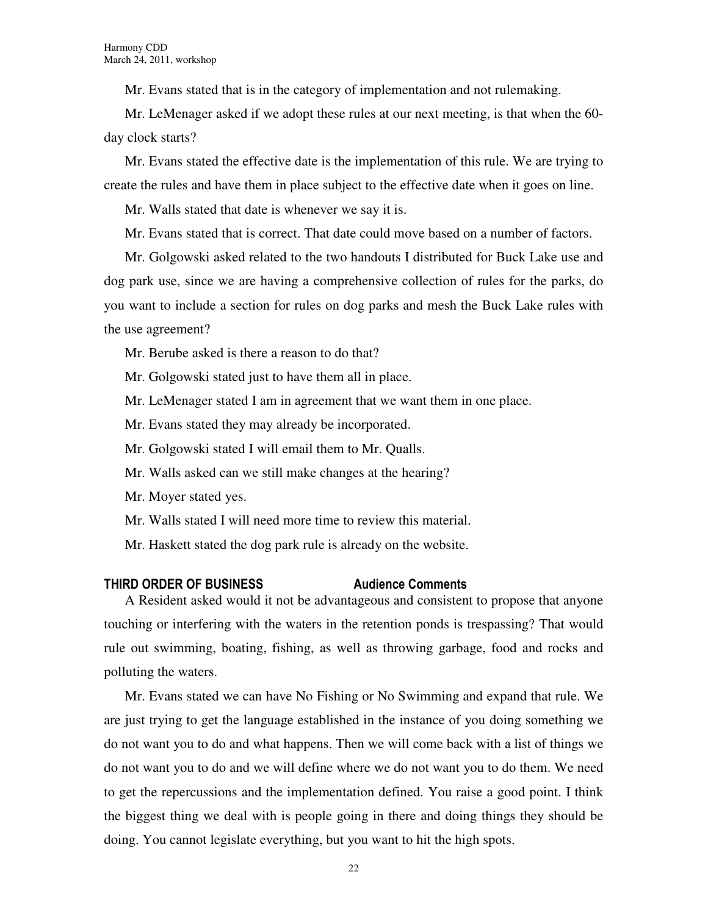Mr. Evans stated that is in the category of implementation and not rulemaking.

Mr. LeMenager asked if we adopt these rules at our next meeting, is that when the 60-day clock starts?

Mr. Evans stated the effective date is the implementation of this rule. We are trying to create the rules and have them in place subject to the effective date when it goes on line.

Mr. Walls stated that date is whenever we say it is.

Mr. Evans stated that is correct. That date could move based on a number of factors.

Mr. Golgowski asked related to the two handouts I distributed for Buck Lake use and dog park use, since we are having a comprehensive collection of rules for the parks, do you want to include a section for rules on dog parks and mesh the Buck Lake rules with the use agreement?

Mr. Berube asked is there a reason to do that?

Mr. Golgowski stated just to have them all in place.

Mr. LeMenager stated I am in agreement that we want them in one place.

Mr. Evans stated they may already be incorporated.

Mr. Golgowski stated I will email them to Mr. Qualls.

Mr. Walls asked can we still make changes at the hearing?

Mr. Moyer stated yes.

Mr. Walls stated I will need more time to review this material.

Mr. Haskett stated the dog park rule is already on the website.

## THIRD ORDER OF BUSINESS — Audience Comments

A Resident asked would it not be advantageous and consistent to propose that anyone touching or interfering with the waters in the retention ponds is trespassing? That would rule out swimming, boating, fishing, as well as throwing garbage, food and rocks and polluting the waters.

Mr. Evans stated we can have No Fishing or No Swimming and expand that rule. We are just trying to get the language established in the instance of you doing something we do not want you to do and what happens. Then we will come back with a list of things we do not want you to do and we will define where we do not want you to do them. We need to get the repercussions and the implementation defined. You raise a good point. I think the biggest thing we deal with is people going in there and doing things they should be doing. You cannot legislate everything, but you want to hit the high spots.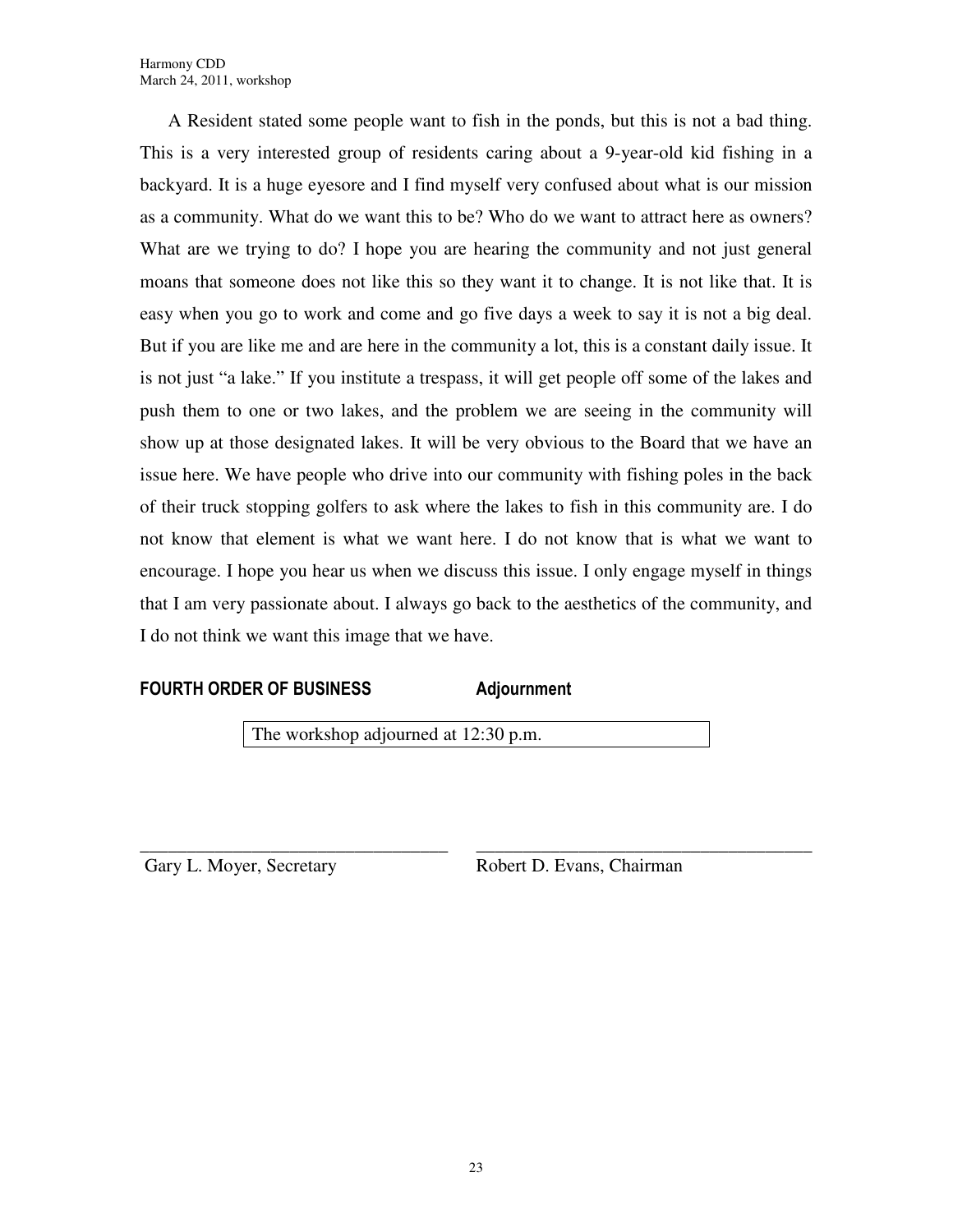A Resident stated some people want to fish in the ponds, but this is not a bad thing. This is a very interested group of residents caring about a 9-year-old kid fishing in a backyard. It is a huge eyesore and I find myself very confused about what is our mission as a community. What do we want this to be? Who do we want to attract here as owners? What are we trying to do? I hope you are hearing the community and not just general moans that someone does not like this so they want it to change. It is not like that. It is easy when you go to work and come and go five days a week to say it is not a big deal. But if you are like me and are here in the community a lot, this is a constant daily issue. It is not just "a lake." If you institute a trespass, it will get people off some of the lakes and push them to one or two lakes, and the problem we are seeing in the community will show up at those designated lakes. It will be very obvious to the Board that we have an issue here. We have people who drive into our community with fishing poles in the back of their truck stopping golfers to ask where the lakes to fish in this community are. I do not know that element is what we want here. I do not know that is what we want to encourage. I hope you hear us when we discuss this issue. I only engage myself in things that I am very passionate about. I always go back to the aesthetics of the community, and I do not think we want this image that we have.

**FOURTH ORDER OF BUSINESS Adjournment**

The workshop adjourned at 12:30 p.m.

\_\_\_\_\_\_\_\_\_\_\_\_\_\_\_\_\_\_\_\_\_\_\_\_\_\_\_\_\_\_\_\_\_\_ \_\_\_\_\_\_\_\_\_\_\_\_\_\_\_\_\_\_\_\_\_\_\_\_\_\_\_\_\_\_\_\_\_\_\_\_\_

Gary L. Moyer, Secretary Robert D. Evans, Chairman